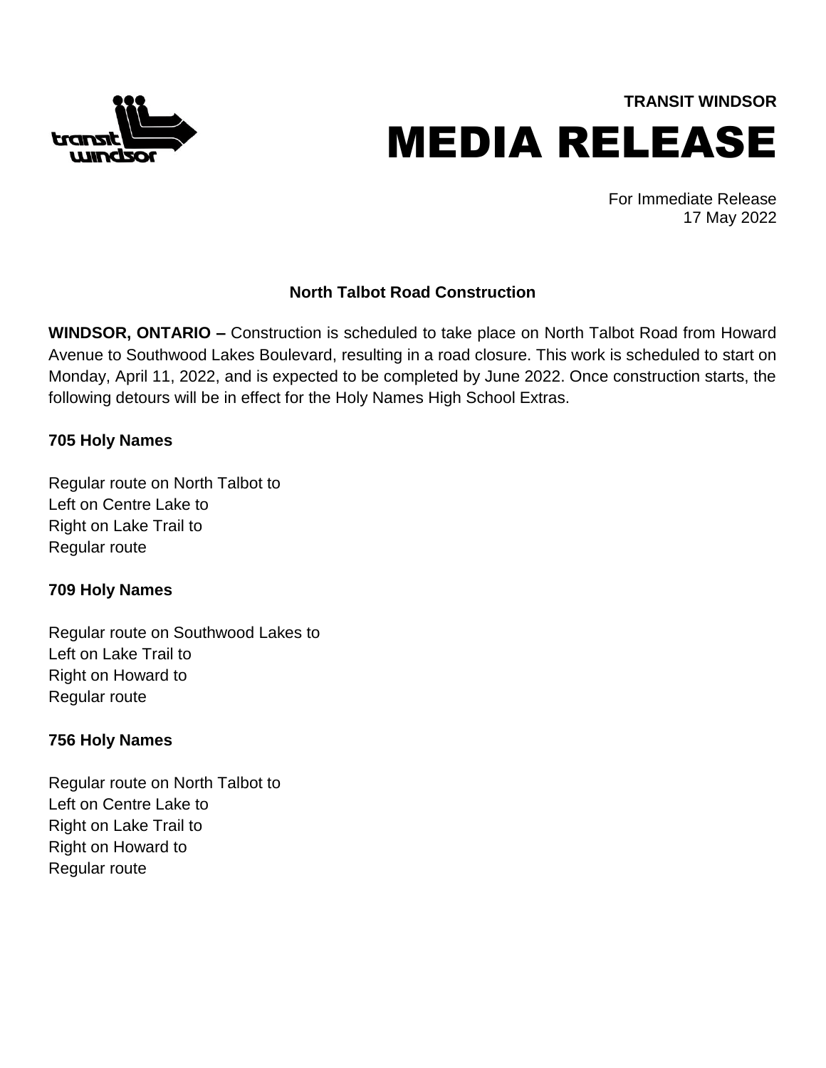**TRANSIT WINDSOR**

# MEDIA RELEASE

For Immediate Release
17 May 2022

## North Talbot Road Construction

**WINDSOR, ONTARIO –** Construction is scheduled to take place on North Talbot Road from Howard Avenue to Southwood Lakes Boulevard, resulting in a road closure. This work is scheduled to start on Monday, April 11, 2022, and is expected to be completed by June 2022. Once construction starts, the following detours will be in effect for the Holy Names High School Extras.

**705 Holy Names**

Regular route on North Talbot to
Left on Centre Lake to
Right on Lake Trail to
Regular route

**709 Holy Names**

Regular route on Southwood Lakes to
Left on Lake Trail to
Right on Howard to
Regular route

**756 Holy Names**

Regular route on North Talbot to
Left on Centre Lake to
Right on Lake Trail to
Right on Howard to
Regular route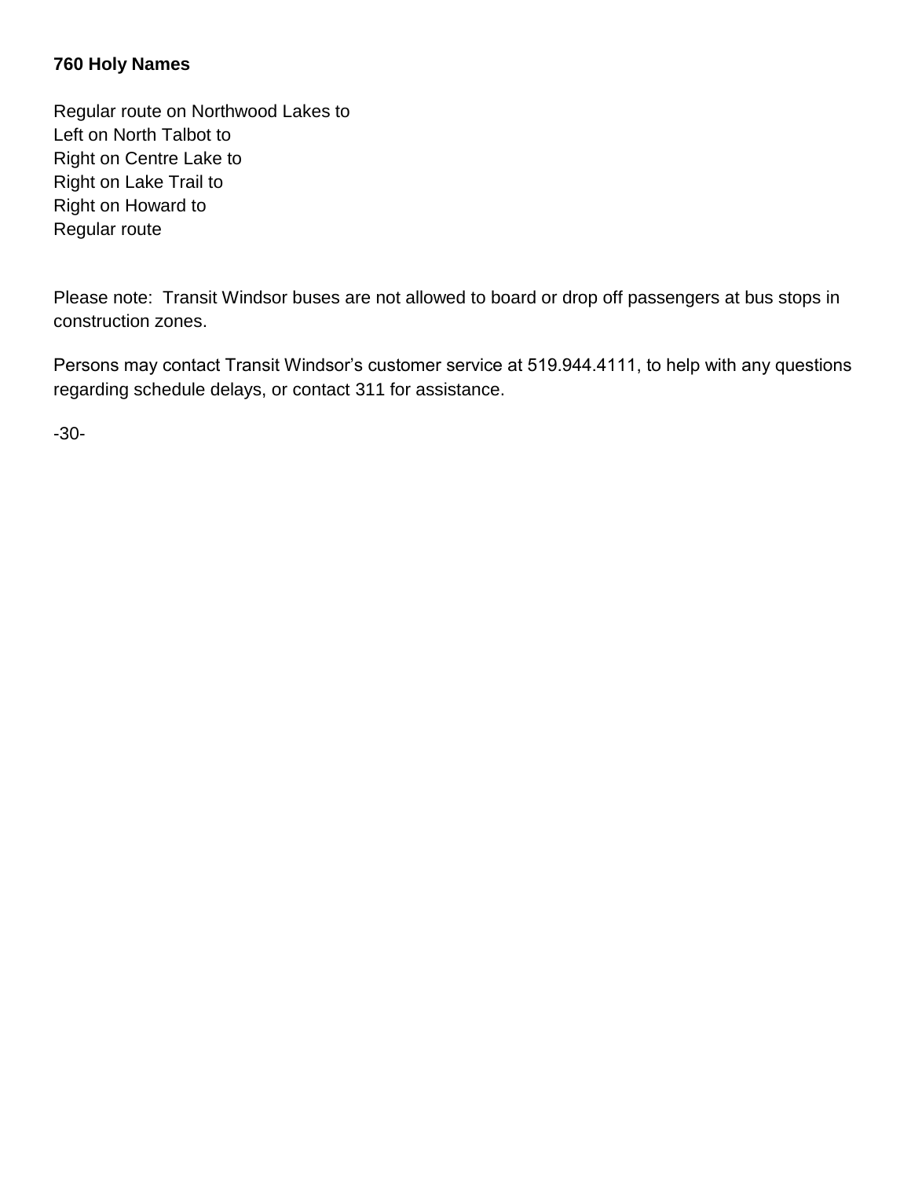**760 Holy Names**

Regular route on Northwood Lakes to
Left on North Talbot to
Right on Centre Lake to
Right on Lake Trail to
Right on Howard to
Regular route

Please note: Transit Windsor buses are not allowed to board or drop off passengers at bus stops in construction zones.

Persons may contact Transit Windsor's customer service at 519.944.4111, to help with any questions regarding schedule delays, or contact 311 for assistance.

-30-